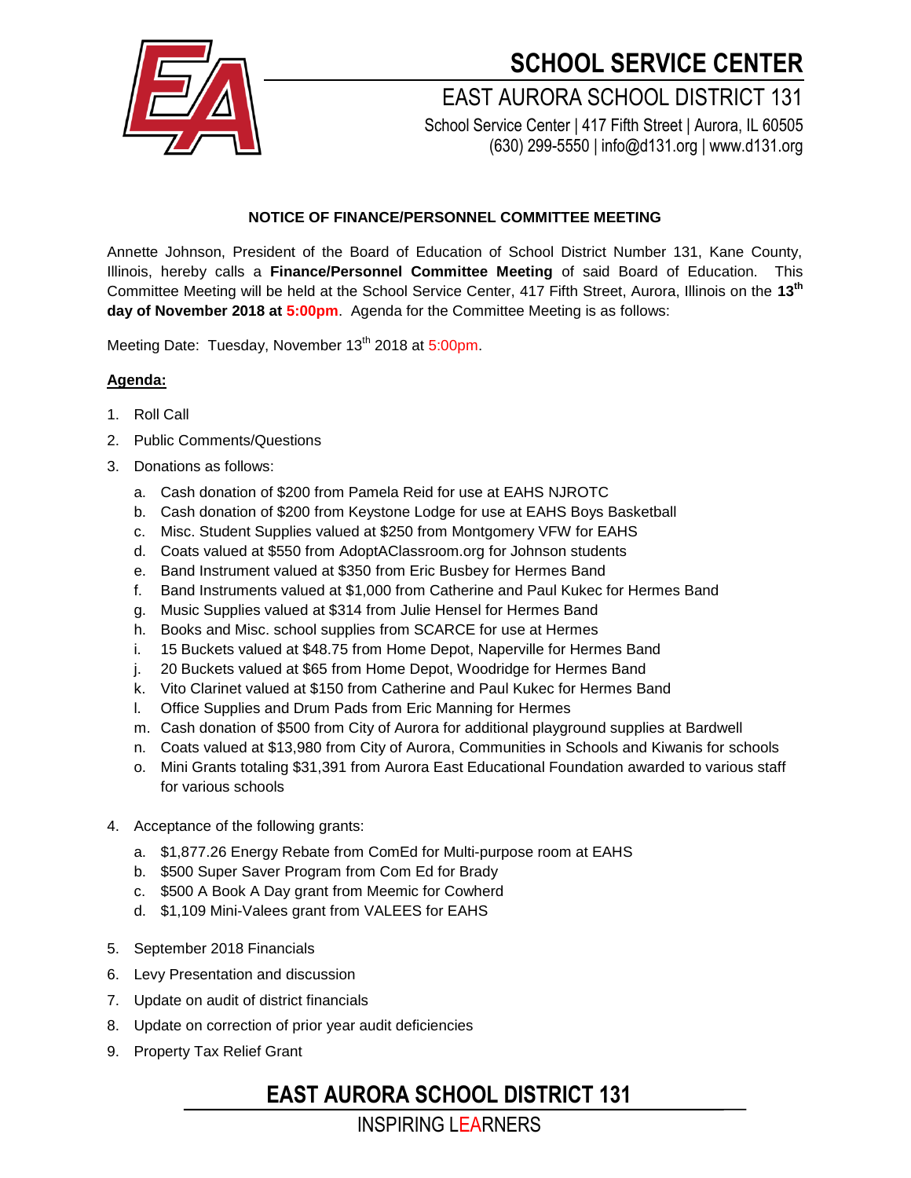# SCHOOL SERVICE CENTER

## EAST AURORA SCHOOL DISTRICT 131

School Service Center | 417 Fifth Street | Aurora, IL 60505
(630) 299-5550 | info@d131.org | www.d131.org

**NOTICE OF FINANCE/PERSONNEL COMMITTEE MEETING**

Annette Johnson, President of the Board of Education of School District Number 131, Kane County, Illinois, hereby calls a **Finance/Personnel Committee Meeting** of said Board of Education. This Committee Meeting will be held at the School Service Center, 417 Fifth Street, Aurora, Illinois on the **13th day of November 2018 at 5:00pm**. Agenda for the Committee Meeting is as follows:

Meeting Date: Tuesday, November 13th 2018 at 5:00pm.

**Agenda:**

1. Roll Call
2. Public Comments/Questions
3. Donations as follows:
   a. Cash donation of $200 from Pamela Reid for use at EAHS NJROTC
   b. Cash donation of $200 from Keystone Lodge for use at EAHS Boys Basketball
   c. Misc. Student Supplies valued at $250 from Montgomery VFW for EAHS
   d. Coats valued at $550 from AdoptAClassroom.org for Johnson students
   e. Band Instrument valued at $350 from Eric Busbey for Hermes Band
   f. Band Instruments valued at $1,000 from Catherine and Paul Kukec for Hermes Band
   g. Music Supplies valued at $314 from Julie Hensel for Hermes Band
   h. Books and Misc. school supplies from SCARCE for use at Hermes
   i. 15 Buckets valued at $48.75 from Home Depot, Naperville for Hermes Band
   j. 20 Buckets valued at $65 from Home Depot, Woodridge for Hermes Band
   k. Vito Clarinet valued at $150 from Catherine and Paul Kukec for Hermes Band
   l. Office Supplies and Drum Pads from Eric Manning for Hermes
   m. Cash donation of $500 from City of Aurora for additional playground supplies at Bardwell
   n. Coats valued at $13,980 from City of Aurora, Communities in Schools and Kiwanis for schools
   o. Mini Grants totaling $31,391 from Aurora East Educational Foundation awarded to various staff for various schools
4. Acceptance of the following grants:
   a. $1,877.26 Energy Rebate from ComEd for Multi-purpose room at EAHS
   b. $500 Super Saver Program from Com Ed for Brady
   c. $500 A Book A Day grant from Meemic for Cowherd
   d. $1,109 Mini-Valees grant from VALEES for EAHS
5. September 2018 Financials
6. Levy Presentation and discussion
7. Update on audit of district financials
8. Update on correction of prior year audit deficiencies
9. Property Tax Relief Grant

**EAST AURORA SCHOOL DISTRICT 131**

INSPIRING LEARNERS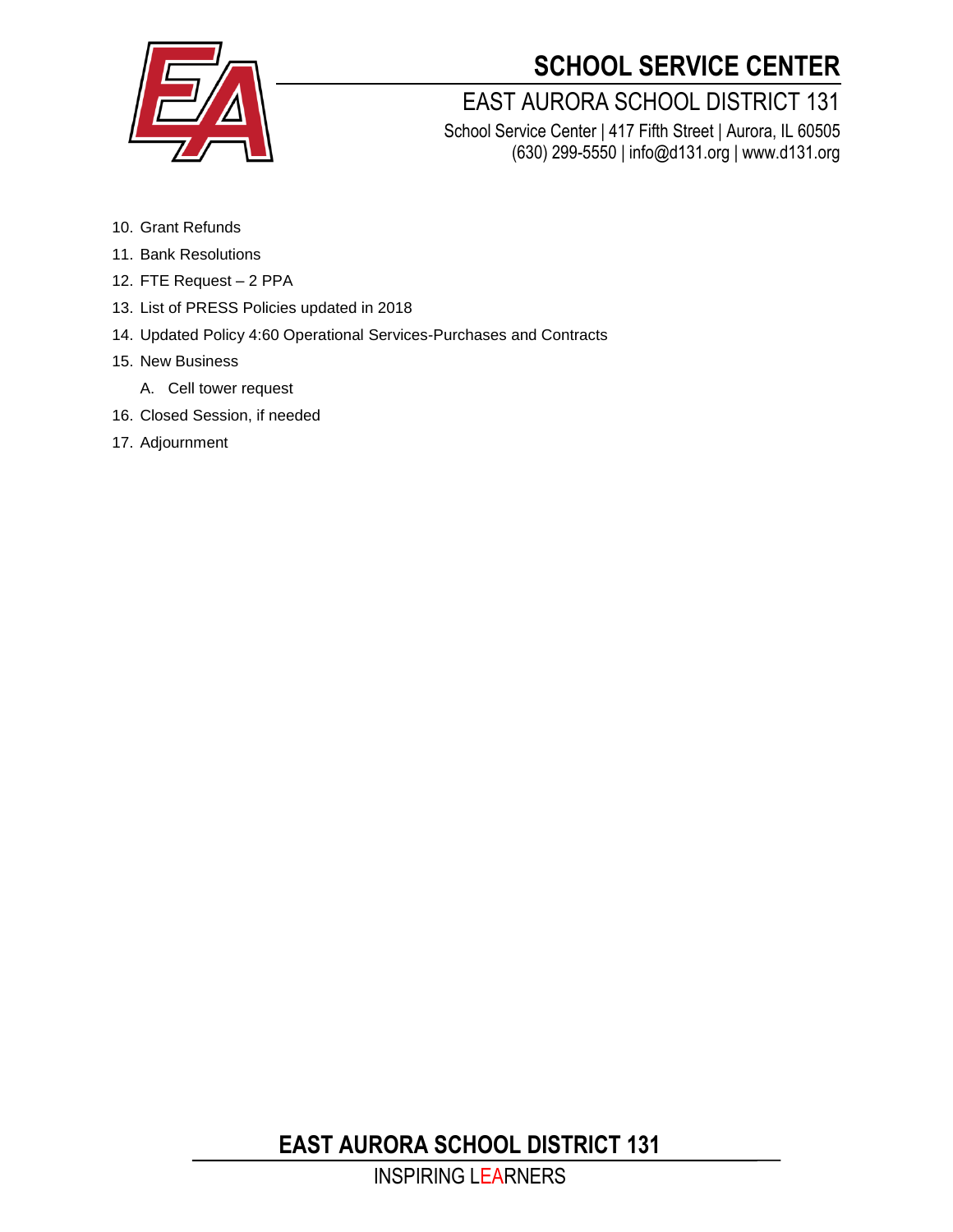10. Grant Refunds
11. Bank Resolutions
12. FTE Request – 2 PPA
13. List of PRESS Policies updated in 2018
14. Updated Policy 4:60 Operational Services-Purchases and Contracts
15. New Business
    A. Cell tower request
16. Closed Session, if needed
17. Adjournment